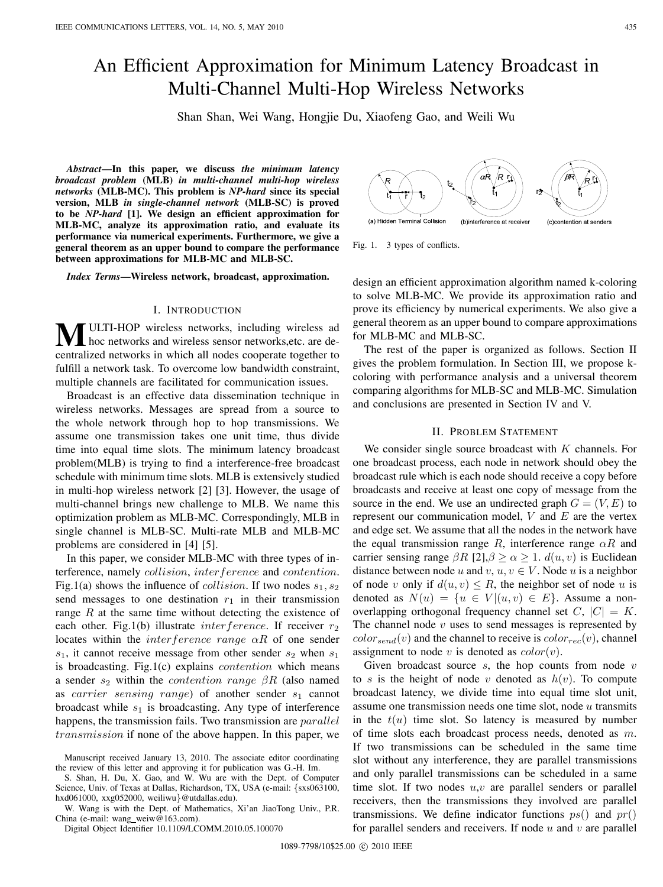# An Efficient Approximation for Minimum Latency Broadcast in Multi-Channel Multi-Hop Wireless Networks

Shan Shan, Wei Wang, Hongjie Du, Xiaofeng Gao, and Weili Wu

***Abstract*—In this paper, we discuss *the minimum latency broadcast problem* (MLB) *in multi-channel multi-hop wireless networks* (MLB-MC). This problem is *NP-hard* since its special version, MLB *in single-channel network* (MLB-SC) is proved to be *NP-hard* [1]. We design an efficient approximation for MLB-MC, analyze its approximation ratio, and evaluate its performance via numerical experiments. Furthermore, we give a general theorem as an upper bound to compare the performance between approximations for MLB-MC and MLB-SC.**

***Index Terms*—Wireless network, broadcast, approximation.**

## I. Introduction

Multi-hop wireless networks, including wireless ad hoc networks and wireless sensor networks,etc. are decentralized networks in which all nodes cooperate together to fulfill a network task. To overcome low bandwidth constraint, multiple channels are facilitated for communication issues.

Broadcast is an effective data dissemination technique in wireless networks. Messages are spread from a source to the whole network through hop to hop transmissions. We assume one transmission takes one unit time, thus divide time into equal time slots. The minimum latency broadcast problem(MLB) is trying to find a interference-free broadcast schedule with minimum time slots. MLB is extensively studied in multi-hop wireless network [2] [3]. However, the usage of multi-channel brings new challenge to MLB. We name this optimization problem as MLB-MC. Correspondingly, MLB in single channel is MLB-SC. Multi-rate MLB and MLB-MC problems are considered in [4] [5].

In this paper, we consider MLB-MC with three types of interference, namely *collision*, *interference* and *contention*. Fig.1(a) shows the influence of *collision*. If two nodes $s_1, s_2$ send messages to one destination $r_1$ in their transmission range $R$ at the same time without detecting the existence of each other. Fig.1(b) illustrate *interference*. If receiver $r_2$ locates within the *interference range* $\alpha R$ of one sender $s_1$, it cannot receive message from other sender $s_2$ when $s_1$ is broadcasting. Fig.1(c) explains *contention* which means a sender $s_2$ within the *contention range* $\beta R$ (also named as *carrier sensing range*) of another sender $s_1$ cannot broadcast while $s_1$ is broadcasting. Any type of interference happens, the transmission fails. Two transmission are *parallel transmission* if none of the above happen. In this paper, we design an efficient approximation algorithm named k-coloring to solve MLB-MC. We provide its approximation ratio and prove its efficiency by numerical experiments. We also give a general theorem as an upper bound to compare approximations for MLB-MC and MLB-SC.

Manuscript received January 13, 2010. The associate editor coordinating the review of this letter and approving it for publication was G.-H. Im.

S. Shan, H. Du, X. Gao, and W. Wu are with the Dept. of Computer Science, Univ. of Texas at Dallas, Richardson, TX, USA (e-mail: {sxs063100, hxd061000, xxg052000, weiliwu}@utdallas.edu).

W. Wang is with the Dept. of Mathematics, Xi'an JiaoTong Univ., P.R. China (e-mail: wang_weiw@163.com).

Digital Object Identifier 10.1109/LCOMM.2010.05.100070

Fig. 1. 3 types of conflicts. (a) Hidden Terminal Collision (b) interference at receiver (c) contention at senders

The rest of the paper is organized as follows. Section II gives the problem formulation. In Section III, we propose k-coloring with performance analysis and a universal theorem comparing algorithms for MLB-SC and MLB-MC. Simulation and conclusions are presented in Section IV and V.

## II. Problem Statement

We consider single source broadcast with $K$ channels. For one broadcast process, each node in network should obey the broadcast rule which is each node should receive a copy before broadcasts and receive at least one copy of message from the source in the end. We use an undirected graph $G = (V, E)$ to represent our communication model, $V$ and $E$ are the vertex and edge set. We assume that all the nodes in the network have the equal transmission range $R$, interference range $\alpha R$ and carrier sensing range $\beta R$ [2],$\beta \geq \alpha \geq 1$. $d(u, v)$ is Euclidean distance between node $u$ and $v$, $u, v \in V$. Node $u$ is a neighbor of node $v$ only if $d(u, v) \leq R$, the neighbor set of node $u$ is denoted as $N(u) = \{u \in V | (u, v) \in E\}$. Assume a non-overlapping orthogonal frequency channel set $C$, $|C| = K$. The channel node $v$ uses to send messages is represented by $color_{send}(v)$ and the channel to receive is $color_{rec}(v)$, channel assignment to node $v$ is denoted as $color(v)$.

Given broadcast source $s$, the hop counts from node $v$ to $s$ is the height of node $v$ denoted as $h(v)$. To compute broadcast latency, we divide time into equal time slot unit, assume one transmission needs one time slot, node $u$ transmits in the $t(u)$ time slot. So latency is measured by number of time slots each broadcast process needs, denoted as $m$. If two transmissions can be scheduled in the same time slot without any interference, they are parallel transmissions and only parallel transmissions can be scheduled in a same time slot. If two nodes $u$,$v$ are parallel senders or parallel receivers, then the transmissions they involved are parallel transmissions. We define indicator functions $ps()$ and $pr()$ for parallel senders and receivers. If node $u$ and $v$ are parallel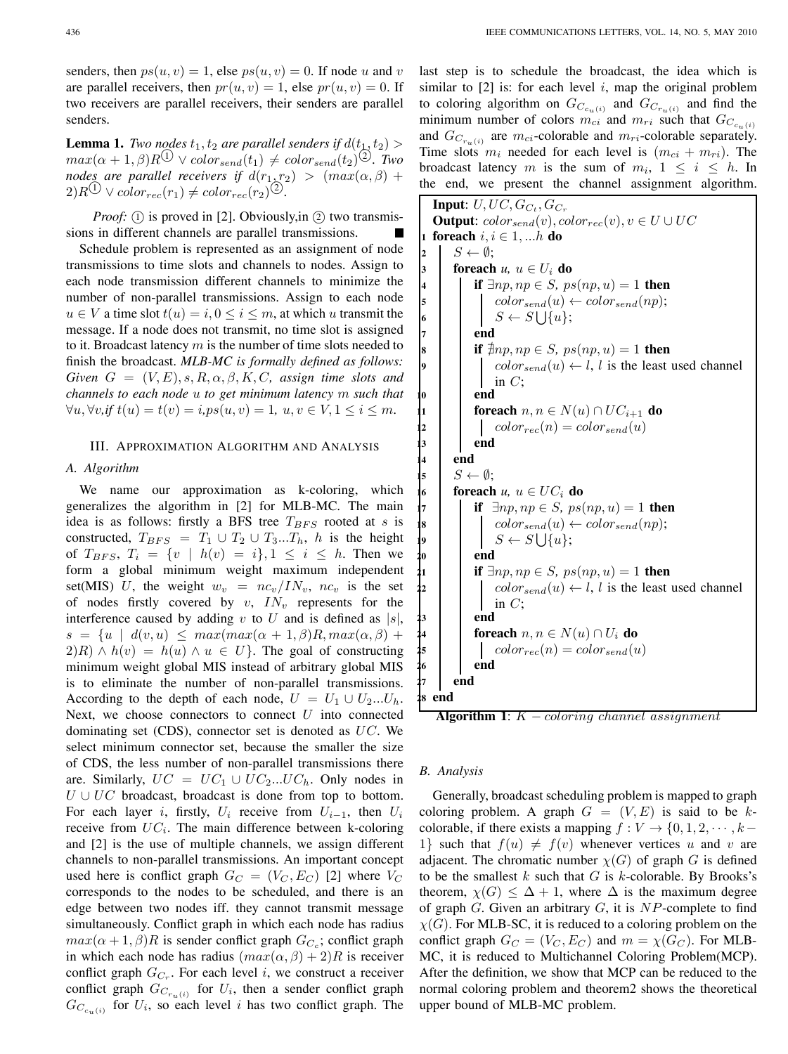senders, then $ps(u,v)=1$, else $ps(u,v)=0$. If node $u$ and $v$ are parallel receivers, then $pr(u,v)=1$, else $pr(u,v)=0$. If two receivers are parallel receivers, their senders are parallel senders.

**Lemma 1.** *Two nodes $t_1, t_2$ are parallel senders if $d(t_1,t_2) > max(\alpha+1,\beta)R$ ① $\vee\ color_{send}(t_1) \neq color_{send}(t_2)$ ②. Two nodes are parallel receivers if $d(r_1,r_2) > (max(\alpha,\beta)+2)R$ ① $\vee\ color_{rec}(r_1) \neq color_{rec}(r_2)$ ②.*

*Proof:* ① is proved in [2]. Obviously,in ② two transmissions in different channels are parallel transmissions. ■

Schedule problem is represented as an assignment of node transmissions to time slots and channels to nodes. Assign to each node transmission different channels to minimize the number of non-parallel transmissions. Assign to each node $u \in V$ a time slot $t(u)=i, 0 \leq i \leq m$, at which $u$ transmit the message. If a node does not transmit, no time slot is assigned to it. Broadcast latency $m$ is the number of time slots needed to finish the broadcast. *MLB-MC is formally defined as follows: Given $G=(V,E), s, R, \alpha, \beta, K, C$, assign time slots and channels to each node $u$ to get minimum latency $m$ such that $\forall u, \forall v$,if $t(u)=t(v)=i$,$ps(u,v)=1$, $u,v \in V, 1 \leq i \leq m$.*

## III. Approximation Algorithm and Analysis

### A. Algorithm

We name our approximation as k-coloring, which generalizes the algorithm in [2] for MLB-MC. The main idea is as follows: firstly a BFS tree $T_{BFS}$ rooted at $s$ is constructed, $T_{BFS} = T_1 \cup T_2 \cup T_3 ... T_h$, $h$ is the height of $T_{BFS}$, $T_i = \{v \mid h(v) = i\}, 1 \leq i \leq h$. Then we form a global minimum weight maximum independent set(MIS) $U$, the weight $w_v = nc_v/IN_v$, $nc_v$ is the set of nodes firstly covered by $v$, $IN_v$ represents for the interference caused by adding $v$ to $U$ and is defined as $|s|$, $s=\{u \mid d(v,u) \leq max(max(\alpha+1,\beta)R, max(\alpha,\beta)+2)R) \wedge h(v)=h(u) \wedge u \in U\}$. The goal of constructing minimum weight global MIS instead of arbitrary global MIS is to eliminate the number of non-parallel transmissions. According to the depth of each node, $U = U_1 \cup U_2 ... U_h$. Next, we choose connectors to connect $U$ into connected dominating set (CDS), connector set is denoted as $UC$. We select minimum connector set, because the smaller the size of CDS, the less number of non-parallel transmissions there are. Similarly, $UC = UC_1 \cup UC_2 ... UC_h$. Only nodes in $U \cup UC$ broadcast, broadcast is done from top to bottom. For each layer $i$, firstly, $U_i$ receive from $U_{i-1}$, then $U_i$ receive from $UC_i$. The main difference between k-coloring and [2] is the use of multiple channels, we assign different channels to non-parallel transmissions. An important concept used here is conflict graph $G_C=(V_C,E_C)$ [2] where $V_C$ corresponds to the nodes to be scheduled, and there is an edge between two nodes iff. they cannot transmit message simultaneously. Conflict graph in which each node has radius $max(\alpha+1,\beta)R$ is sender conflict graph $G_{C_c}$; conflict graph in which each node has radius $(max(\alpha,\beta)+2)R$ is receiver conflict graph $G_{C_r}$. For each level $i$, we construct a receiver conflict graph $G_{C_{r_u(i)}}$ for $U_i$, then a sender conflict graph $G_{C_{c_u(i)}}$ for $U_i$, so each level $i$ has two conflict graph. The last step is to schedule the broadcast, the idea which is similar to [2] is: for each level $i$, map the original problem to coloring algorithm on $G_{C_{c_u(i)}}$ and $G_{C_{r_u(i)}}$ and find the minimum number of colors $m_{ci}$ and $m_{ri}$ such that $G_{C_{c_u(i)}}$ and $G_{C_{r_u(i)}}$ are $m_{ci}$-colorable and $m_{ri}$-colorable separately. Time slots $m_i$ needed for each level is $(m_{ci}+m_{ri})$. The broadcast latency $m$ is the sum of $m_i$, $1 \leq i \leq h$. In the end, we present the channel assignment algorithm.

```
Input: U, UC, G_{C_t}, G_{C_r}
Output: color_send(v), color_rec(v), v ∈ U ∪ UC
1  foreach i, i ∈ 1, ...h do
2      S ← ∅;
3      foreach u, u ∈ U_i do
4          if ∃np, np ∈ S, ps(np, u) = 1 then
5              color_send(u) ← color_send(np);
6              S ← S ⋃{u};
7          end
8          if ∄np, np ∈ S, ps(np, u) = 1 then
9              color_send(u) ← l, l is the least used channel
               in C;
10         end
11         foreach n, n ∈ N(u) ∩ UC_{i+1} do
12             color_rec(n) = color_send(u)
13         end
14     end
15     S ← ∅;
16     foreach u, u ∈ UC_i do
17         if ∃np, np ∈ S, ps(np, u) = 1 then
18             color_send(u) ← color_send(np);
19             S ← S ⋃{u};
20         end
21         if ∃np, np ∈ S, ps(np, u) = 1 then
22             color_send(u) ← l, l is the least used channel
               in C;
23         end
24         foreach n, n ∈ N(u) ∩ U_i do
25             color_rec(n) = color_send(u)
26         end
27     end
28 end
```

**Algorithm 1**: $K-coloring\ channel\ assignment$

### B. Analysis

Generally, broadcast scheduling problem is mapped to graph coloring problem. A graph $G=(V,E)$ is said to be $k$-colorable, if there exists a mapping $f: V \to \{0,1,2,\cdots,k-1\}$ such that $f(u) \neq f(v)$ whenever vertices $u$ and $v$ are adjacent. The chromatic number $\chi(G)$ of graph $G$ is defined to be the smallest $k$ such that $G$ is $k$-colorable. By Brooks's theorem, $\chi(G) \leq \Delta+1$, where $\Delta$ is the maximum degree of graph $G$. Given an arbitrary $G$, it is $NP$-complete to find $\chi(G)$. For MLB-SC, it is reduced to a coloring problem on the conflict graph $G_C=(V_C,E_C)$ and $m=\chi(G_C)$. For MLB-MC, it is reduced to Multichannel Coloring Problem(MCP). After the definition, we show that MCP can be reduced to the normal coloring problem and theorem2 shows the theoretical upper bound of MLB-MC problem.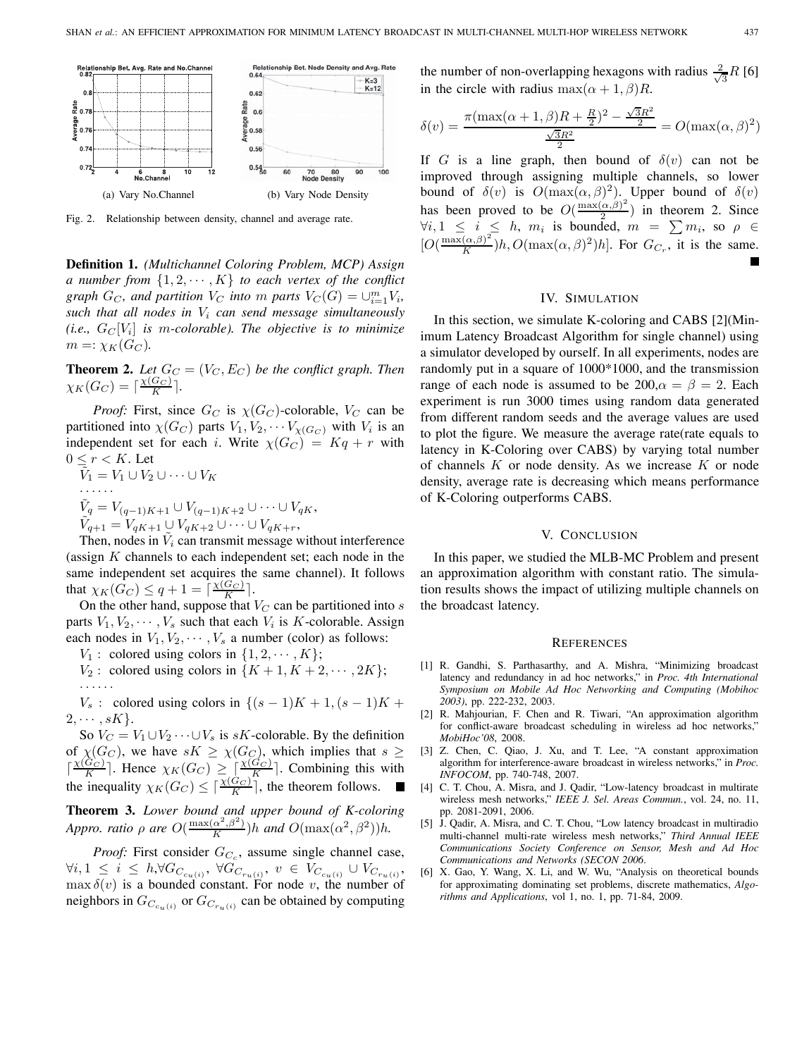Relationship Bet. Avg. Rate and No.Channel

Average Rate

0.82
0.8
0.78
0.76
0.74
0.72

2 4 6 8 10 12

No.Channel

(a) Vary No.Channel

Relationship Bet. Node Density and Avg. Rate

Average Rate

0.64
0.62
0.6
0.58
0.56
0.54

50 60 70 80 90 100

Node Density

K=3
K=12

(b) Vary Node Density

Fig. 2. Relationship between density, channel and average rate.

**Definition 1.** *(Multichannel Coloring Problem, MCP) Assign a number from $\{1, 2, \cdots, K\}$ to each vertex of the conflict graph $G_C$, and partition $V_C$ into $m$ parts $V_C(G) = \cup_{i=1}^m V_i$, such that all nodes in $V_i$ can send message simultaneously (i.e., $G_C[V_i]$ is $m$-colorable). The objective is to minimize $m =: \chi_K(G_C)$.*

**Theorem 2.** *Let $G_C = (V_C, E_C)$ be the conflict graph. Then $\chi_K(G_C) = \lceil \frac{\chi(G_C)}{K} \rceil$.*

*Proof:* First, since $G_C$ is $\chi(G_C)$-colorable, $V_C$ can be partitioned into $\chi(G_C)$ parts $V_1, V_2, \cdots V_{\chi(G_C)}$ with $V_i$ is an independent set for each $i$. Write $\chi(G_C) = Kq + r$ with $0 \leq r < K$. Let

$\tilde{V}_1 = V_1 \cup V_2 \cup \cdots \cup V_K$

$\cdots\cdots$

$\tilde{V}_q = V_{(q-1)K+1} \cup V_{(q-1)K+2} \cup \cdots \cup V_{qK}$,

$\tilde{V}_{q+1} = V_{qK+1} \cup V_{qK+2} \cup \cdots \cup V_{qK+r}$,

Then, nodes in $\tilde{V}_i$ can transmit message without interference (assign $K$ channels to each independent set; each node in the same independent set acquires the same channel). It follows that $\chi_K(G_C) \leq q + 1 = \lceil \frac{\chi(G_C)}{K} \rceil$.

On the other hand, suppose that $V_C$ can be partitioned into $s$ parts $V_1, V_2, \cdots, V_s$ such that each $V_i$ is $K$-colorable. Assign each nodes in $V_1, V_2, \cdots, V_s$ a number (color) as follows:

$V_1$ : colored using colors in $\{1, 2, \cdots, K\}$;

$V_2$ : colored using colors in $\{K+1, K+2, \cdots, 2K\}$;

$\cdots\cdots$

$V_s$ : colored using colors in $\{(s-1)K + 1, (s-1)K + 2, \cdots, sK\}$.

So $V_C = V_1 \cup V_2 \cdots \cup V_s$ is $sK$-colorable. By the definition of $\chi(G_C)$, we have $sK \geq \chi(G_C)$, which implies that $s \geq \lceil \frac{\chi(G_C)}{K} \rceil$. Hence $\chi_K(G_C) \geq \lceil \frac{\chi(G_C)}{K} \rceil$. Combining this with the inequality $\chi_K(G_C) \leq \lceil \frac{\chi(G_C)}{K} \rceil$, the theorem follows. ■

**Theorem 3.** *Lower bound and upper bound of K-coloring Appro. ratio $\rho$ are $O(\frac{\max(\alpha^2, \beta^2)}{K})h$ and $O(\max(\alpha^2, \beta^2))h$.*

*Proof:* First consider $G_{C_c}$, assume single channel case, $\forall i, 1 \leq i \leq h, \forall G_{C_{cu(i)}}$, $\forall G_{C_{ru(i)}}$, $v \in V_{C_{cu(i)}} \cup V_{C_{ru(i)}}$, $\max \delta(v)$ is a bounded constant. For node $v$, the number of neighbors in $G_{C_{cu(i)}}$ or $G_{C_{ru(i)}}$ can be obtained by computing the number of non-overlapping hexagons with radius $\frac{2}{\sqrt{3}}R$ [6] in the circle with radius $\max(\alpha + 1, \beta)R$.

$$\delta(v) = \frac{\pi(\max(\alpha + 1, \beta)R + \frac{R}{2})^2 - \frac{\sqrt{3}R^2}{2}}{\frac{\sqrt{3}R^2}{2}} = O(\max(\alpha, \beta)^2)$$

If $G$ is a line graph, then bound of $\delta(v)$ can not be improved through assigning multiple channels, so lower bound of $\delta(v)$ is $O(\max(\alpha, \beta)^2)$. Upper bound of $\delta(v)$ has been proved to be $O(\frac{\max(\alpha, \beta)^2}{2})$ in theorem 2. Since $\forall i, 1 \leq i \leq h$, $m_i$ is bounded, $m = \sum m_i$, so $\rho \in [O(\frac{\max(\alpha, \beta)^2}{K})h, O(\max(\alpha, \beta)^2)h]$. For $G_{C_r}$, it is the same. ■

## IV. Simulation

In this section, we simulate K-coloring and CABS [2](Minimum Latency Broadcast Algorithm for single channel) using a simulator developed by ourself. In all experiments, nodes are randomly put in a square of 1000*1000, and the transmission range of each node is assumed to be 200,$\alpha = \beta = 2$. Each experiment is run 3000 times using random data generated from different random seeds and the average values are used to plot the figure. We measure the average rate(rate equals to latency in K-Coloring over CABS) by varying total number of channels $K$ or node density. As we increase $K$ or node density, average rate is decreasing which means performance of K-Coloring outperforms CABS.

## V. Conclusion

In this paper, we studied the MLB-MC Problem and present an approximation algorithm with constant ratio. The simulation results shows the impact of utilizing multiple channels on the broadcast latency.

## References

[1] R. Gandhi, S. Parthasarthy, and A. Mishra, "Minimizing broadcast latency and redundancy in ad hoc networks," in *Proc. 4th International Symposium on Mobile Ad Hoc Networking and Computing (Mobihoc 2003)*, pp. 222-232, 2003.

[2] R. Mahjourian, F. Chen and R. Tiwari, "An approximation algorithm for conflict-aware broadcast scheduling in wireless ad hoc networks," *MobiHoc'08*, 2008.

[3] Z. Chen, C. Qiao, J. Xu, and T. Lee, "A constant approximation algorithm for interference-aware broadcast in wireless networks," in *Proc. INFOCOM*, pp. 740-748, 2007.

[4] C. T. Chou, A. Misra, and J. Qadir, "Low-latency broadcast in multirate wireless mesh networks," *IEEE J. Sel. Areas Commun.*, vol. 24, no. 11, pp. 2081-2091, 2006.

[5] J. Qadir, A. Misra, and C. T. Chou, "Low latency broadcast in multiradio multi-channel multi-rate wireless mesh networks," *Third Annual IEEE Communications Society Conference on Sensor, Mesh and Ad Hoc Communications and Networks (SECON 2006*.

[6] X. Gao, Y. Wang, X. Li, and W. Wu, "Analysis on theoretical bounds for approximating dominating set problems, discrete mathematics, *Algorithms and Applications*, vol 1, no. 1, pp. 71-84, 2009.